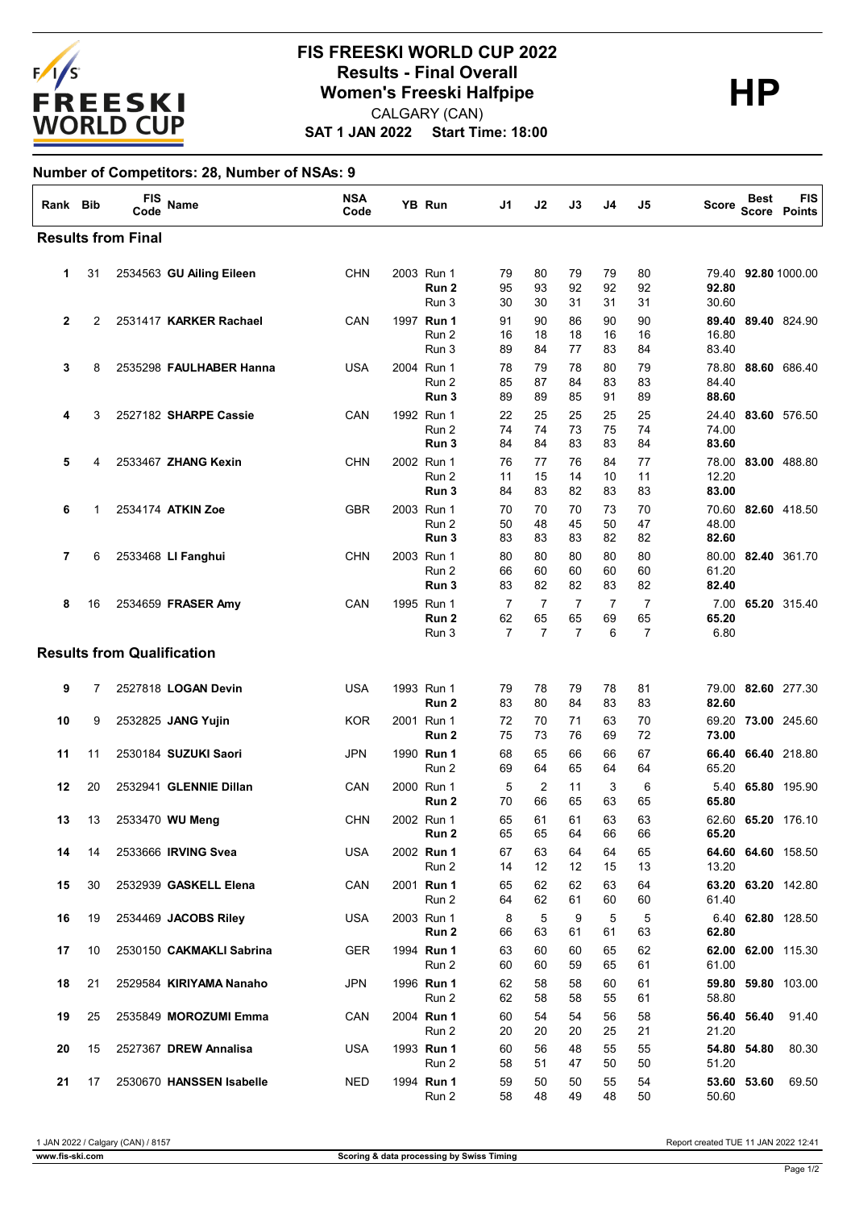# FIS FREESKI WORLD CUP 2022
## Results - Final Overall
## Women's Freeski Halfpipe

CALGARY (CAN)

**SAT 1 JAN 2022 Start Time: 18:00**

**HP**

**Number of Competitors: 28, Number of NSAs: 9**

| Rank | Bib | FIS Code | Name | NSA Code | YB | Run | J1 | J2 | J3 | J4 | J5 | Score | Best Score | FIS Points |
|---|---|---|---|---|---|---|---|---|---|---|---|---|---|---|
| **Results from Final** | | | | | | | | | | | | | | |
| 1 | 31 | 2534563 | **GU Ailing Eileen** | CHN | 2003 | Run 1 | 79 | 80 | 79 | 79 | 80 | 79.40 | **92.80** | 1000.00 |
| | | | | | | **Run 2** | 95 | 93 | 92 | 92 | 92 | **92.80** | | |
| | | | | | | Run 3 | 30 | 30 | 31 | 31 | 31 | 30.60 | | |
| 2 | 2 | 2531417 | **KARKER Rachael** | CAN | 1997 | **Run 1** | 91 | 90 | 86 | 90 | 90 | **89.40** | **89.40** | 824.90 |
| | | | | | | Run 2 | 16 | 18 | 18 | 16 | 16 | 16.80 | | |
| | | | | | | Run 3 | 89 | 84 | 77 | 83 | 84 | 83.40 | | |
| 3 | 8 | 2535298 | **FAULHABER Hanna** | USA | 2004 | Run 1 | 78 | 79 | 78 | 80 | 79 | 78.80 | **88.60** | 686.40 |
| | | | | | | Run 2 | 85 | 87 | 84 | 83 | 83 | 84.40 | | |
| | | | | | | **Run 3** | 89 | 89 | 85 | 91 | 89 | **88.60** | | |
| 4 | 3 | 2527182 | **SHARPE Cassie** | CAN | 1992 | Run 1 | 22 | 25 | 25 | 25 | 25 | 24.40 | **83.60** | 576.50 |
| | | | | | | Run 2 | 74 | 74 | 73 | 75 | 74 | 74.00 | | |
| | | | | | | **Run 3** | 84 | 84 | 83 | 83 | 84 | **83.60** | | |
| 5 | 4 | 2533467 | **ZHANG Kexin** | CHN | 2002 | Run 1 | 76 | 77 | 76 | 84 | 77 | 78.00 | **83.00** | 488.80 |
| | | | | | | Run 2 | 11 | 15 | 14 | 10 | 11 | 12.20 | | |
| | | | | | | **Run 3** | 84 | 83 | 82 | 83 | 83 | **83.00** | | |
| 6 | 1 | 2534174 | **ATKIN Zoe** | GBR | 2003 | Run 1 | 70 | 70 | 70 | 73 | 70 | 70.60 | **82.60** | 418.50 |
| | | | | | | Run 2 | 50 | 48 | 45 | 50 | 47 | 48.00 | | |
| | | | | | | **Run 3** | 83 | 83 | 83 | 82 | 82 | **82.60** | | |
| 7 | 6 | 2533468 | **LI Fanghui** | CHN | 2003 | Run 1 | 80 | 80 | 80 | 80 | 80 | 80.00 | **82.40** | 361.70 |
| | | | | | | Run 2 | 66 | 60 | 60 | 60 | 60 | 61.20 | | |
| | | | | | | **Run 3** | 83 | 82 | 82 | 83 | 82 | **82.40** | | |
| 8 | 16 | 2534659 | **FRASER Amy** | CAN | 1995 | Run 1 | 7 | 7 | 7 | 7 | 7 | 7.00 | **65.20** | 315.40 |
| | | | | | | **Run 2** | 62 | 65 | 65 | 69 | 65 | **65.20** | | |
| | | | | | | Run 3 | 7 | 7 | 7 | 6 | 7 | 6.80 | | |
| **Results from Qualification** | | | | | | | | | | | | | | |
| 9 | 7 | 2527818 | **LOGAN Devin** | USA | 1993 | Run 1 | 79 | 78 | 79 | 78 | 81 | 79.00 | **82.60** | 277.30 |
| | | | | | | **Run 2** | 83 | 80 | 84 | 83 | 83 | **82.60** | | |
| 10 | 9 | 2532825 | **JANG Yujin** | KOR | 2001 | Run 1 | 72 | 70 | 71 | 63 | 70 | 69.20 | **73.00** | 245.60 |
| | | | | | | **Run 2** | 75 | 73 | 76 | 69 | 72 | **73.00** | | |
| 11 | 11 | 2530184 | **SUZUKI Saori** | JPN | 1990 | **Run 1** | 68 | 65 | 66 | 66 | 67 | **66.40** | **66.40** | 218.80 |
| | | | | | | Run 2 | 69 | 64 | 65 | 64 | 64 | 65.20 | | |
| 12 | 20 | 2532941 | **GLENNIE Dillan** | CAN | 2000 | Run 1 | 5 | 2 | 11 | 3 | 6 | 5.40 | **65.80** | 195.90 |
| | | | | | | **Run 2** | 70 | 66 | 65 | 63 | 65 | **65.80** | | |
| 13 | 13 | 2533470 | **WU Meng** | CHN | 2002 | Run 1 | 65 | 61 | 61 | 63 | 63 | 62.60 | **65.20** | 176.10 |
| | | | | | | **Run 2** | 65 | 65 | 64 | 66 | 66 | **65.20** | | |
| 14 | 14 | 2533666 | **IRVING Svea** | USA | 2002 | **Run 1** | 67 | 63 | 64 | 64 | 65 | **64.60** | **64.60** | 158.50 |
| | | | | | | Run 2 | 14 | 12 | 12 | 15 | 13 | 13.20 | | |
| 15 | 30 | 2532939 | **GASKELL Elena** | CAN | 2001 | **Run 1** | 65 | 62 | 62 | 63 | 64 | **63.20** | **63.20** | 142.80 |
| | | | | | | Run 2 | 64 | 62 | 61 | 60 | 60 | 61.40 | | |
| 16 | 19 | 2534469 | **JACOBS Riley** | USA | 2003 | Run 1 | 8 | 5 | 9 | 5 | 5 | 6.40 | **62.80** | 128.50 |
| | | | | | | **Run 2** | 66 | 63 | 61 | 61 | 63 | **62.80** | | |
| 17 | 10 | 2530150 | **CAKMAKLI Sabrina** | GER | 1994 | **Run 1** | 63 | 60 | 60 | 65 | 62 | **62.00** | **62.00** | 115.30 |
| | | | | | | Run 2 | 60 | 60 | 59 | 65 | 61 | 61.00 | | |
| 18 | 21 | 2529584 | **KIRIYAMA Nanaho** | JPN | 1996 | **Run 1** | 62 | 58 | 58 | 60 | 61 | **59.80** | **59.80** | 103.00 |
| | | | | | | Run 2 | 62 | 58 | 58 | 55 | 61 | 58.80 | | |
| 19 | 25 | 2535849 | **MOROZUMI Emma** | CAN | 2004 | **Run 1** | 60 | 54 | 54 | 56 | 58 | **56.40** | **56.40** | 91.40 |
| | | | | | | Run 2 | 20 | 20 | 20 | 25 | 21 | 21.20 | | |
| 20 | 15 | 2527367 | **DREW Annalisa** | USA | 1993 | **Run 1** | 60 | 56 | 48 | 55 | 55 | **54.80** | **54.80** | 80.30 |
| | | | | | | Run 2 | 58 | 51 | 47 | 50 | 50 | 51.20 | | |
| 21 | 17 | 2530670 | **HANSSEN Isabelle** | NED | 1994 | **Run 1** | 59 | 50 | 50 | 55 | 54 | **53.60** | **53.60** | 69.50 |
| | | | | | | Run 2 | 58 | 48 | 49 | 48 | 50 | 50.60 | | |

1 JAN 2022 / Calgary (CAN) / 8157 — Report created TUE 11 JAN 2022 12:41

www.fis-ski.com — Scoring & data processing by Swiss Timing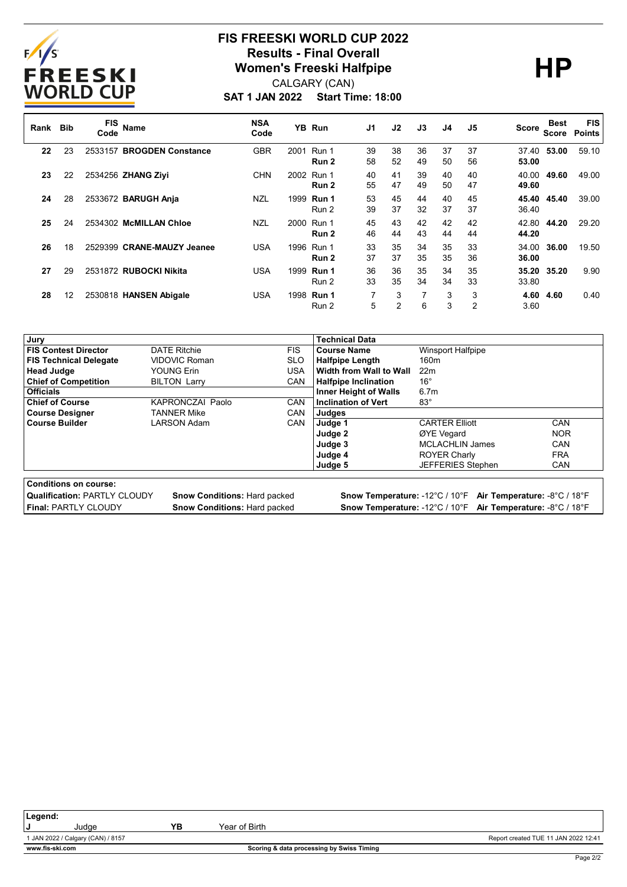# FIS FREESKI WORLD CUP 2022

## Results - Final Overall

## Women's Freeski Halfpipe

CALGARY (CAN)

**SAT 1 JAN 2022 Start Time: 18:00**

**HP**

| Rank | Bib | FIS Code | Name | NSA Code | YB | Run | J1 | J2 | J3 | J4 | J5 | Score | Best Score | FIS Points |
|---|---|---|---|---|---|---|---|---|---|---|---|---|---|---|
| **22** | 23 | 2533157 | **BROGDEN Constance** | GBR | 2001 | Run 1 | 39 | 38 | 36 | 37 | 37 | 37.40 | **53.00** | 59.10 |
| | | | | | | **Run 2** | 58 | 52 | 49 | 50 | 56 | **53.00** | | |
| **23** | 22 | 2534256 | **ZHANG Ziyi** | CHN | 2002 | Run 1 | 40 | 41 | 39 | 40 | 40 | 40.00 | **49.60** | 49.00 |
| | | | | | | **Run 2** | 55 | 47 | 49 | 50 | 47 | **49.60** | | |
| **24** | 28 | 2533672 | **BARUGH Anja** | NZL | 1999 | **Run 1** | 53 | 45 | 44 | 40 | 45 | **45.40** | **45.40** | 39.00 |
| | | | | | | Run 2 | 39 | 37 | 32 | 37 | 37 | 36.40 | | |
| **25** | 24 | 2534302 | **McMILLAN Chloe** | NZL | 2000 | Run 1 | 45 | 43 | 42 | 42 | 42 | 42.80 | **44.20** | 29.20 |
| | | | | | | **Run 2** | 46 | 44 | 43 | 44 | 44 | **44.20** | | |
| **26** | 18 | 2529399 | **CRANE-MAUZY Jeanee** | USA | 1996 | Run 1 | 33 | 35 | 34 | 35 | 33 | 34.00 | **36.00** | 19.50 |
| | | | | | | **Run 2** | 37 | 37 | 35 | 35 | 36 | **36.00** | | |
| **27** | 29 | 2531872 | **RUBOCKI Nikita** | USA | 1999 | **Run 1** | 36 | 36 | 35 | 34 | 35 | **35.20** | **35.20** | 9.90 |
| | | | | | | Run 2 | 33 | 35 | 34 | 34 | 33 | 33.80 | | |
| **28** | 12 | 2530818 | **HANSEN Abigale** | USA | 1998 | **Run 1** | 7 | 3 | 7 | 3 | 3 | **4.60** | **4.60** | 0.40 |
| | | | | | | Run 2 | 5 | 2 | 6 | 3 | 2 | 3.60 | | |

| Jury | | |
|---|---|---|
| **FIS Contest Director** | DATE Ritchie | FIS |
| **FIS Technical Delegate** | VIDOVIC Roman | SLO |
| **Head Judge** | YOUNG Erin | USA |
| **Chief of Competition** | BILTON Larry | CAN |
| **Officials** | | |
| **Chief of Course** | KAPRONCZAI Paolo | CAN |
| **Course Designer** | TANNER Mike | CAN |
| **Course Builder** | LARSON Adam | CAN |

| Technical Data | | |
|---|---|---|
| **Course Name** | Winsport Halfpipe | |
| **Halfpipe Length** | 160m | |
| **Width from Wall to Wall** | 22m | |
| **Halfpipe Inclination** | 16° | |
| **Inner Height of Walls** | 6.7m | |
| **Inclination of Vert** | 83° | |
| **Judges** | | |
| **Judge 1** | CARTER Elliott | CAN |
| **Judge 2** | ØYE Vegard | NOR |
| **Judge 3** | MCLACHLIN James | CAN |
| **Judge 4** | ROYER Charly | FRA |
| **Judge 5** | JEFFERIES Stephen | CAN |

**Conditions on course:**

| | | | |
|---|---|---|---|
| **Qualification:** PARTLY CLOUDY | **Snow Conditions:** Hard packed | **Snow Temperature:** -12°C / 10°F | **Air Temperature:** -8°C / 18°F |
| **Final:** PARTLY CLOUDY | **Snow Conditions:** Hard packed | **Snow Temperature:** -12°C / 10°F | **Air Temperature:** -8°C / 18°F |

**Legend:**

**J** Judge **YB** Year of Birth

1 JAN 2022 / Calgary (CAN) / 8157 — Report created TUE 11 JAN 2022 12:41

www.fis-ski.com — Scoring & data processing by Swiss Timing